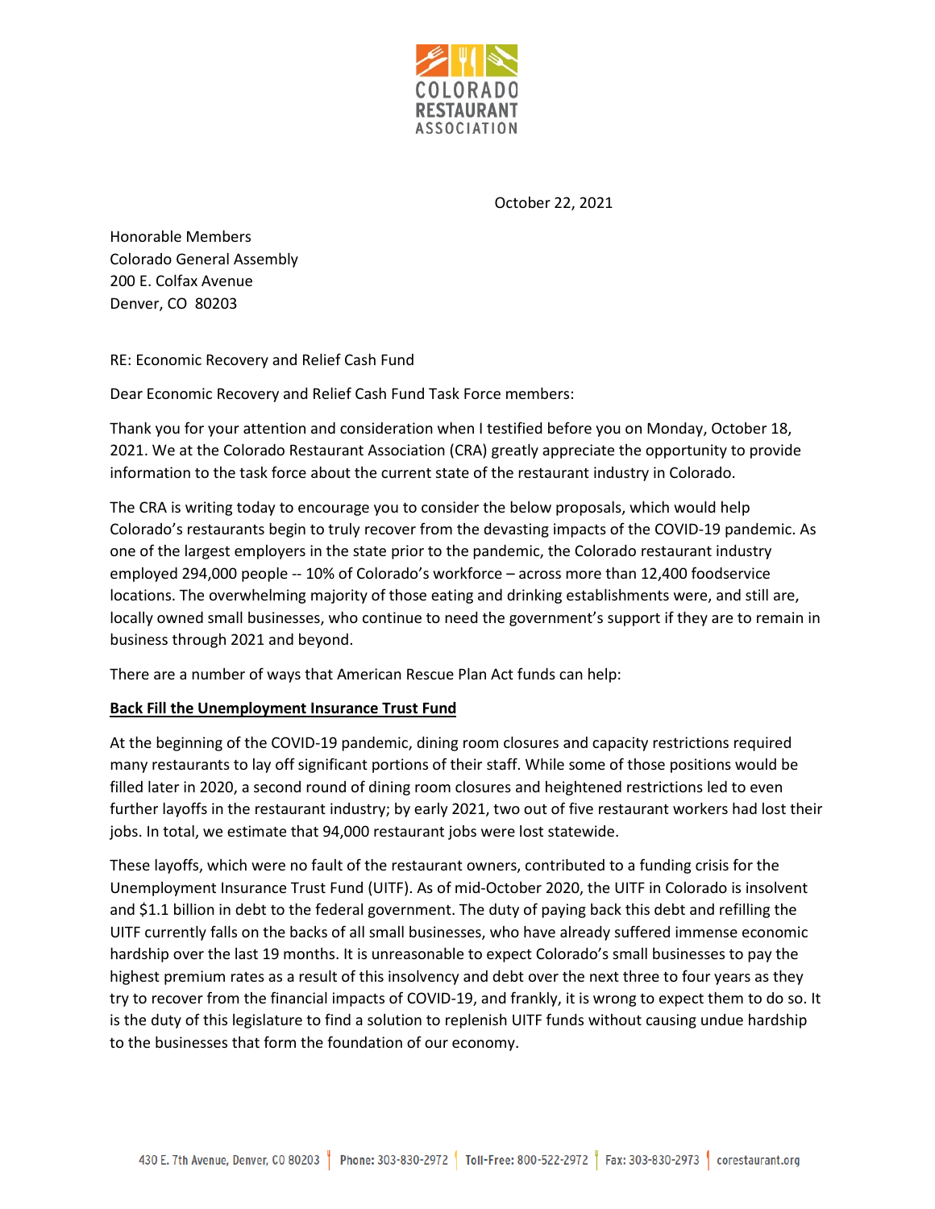COLORADO RESTAURANT ASSOCIATION

October 22, 2021

Honorable Members
Colorado General Assembly
200 E. Colfax Avenue
Denver, CO 80203

RE: Economic Recovery and Relief Cash Fund

Dear Economic Recovery and Relief Cash Fund Task Force members:

Thank you for your attention and consideration when I testified before you on Monday, October 18, 2021. We at the Colorado Restaurant Association (CRA) greatly appreciate the opportunity to provide information to the task force about the current state of the restaurant industry in Colorado.

The CRA is writing today to encourage you to consider the below proposals, which would help Colorado's restaurants begin to truly recover from the devasting impacts of the COVID-19 pandemic. As one of the largest employers in the state prior to the pandemic, the Colorado restaurant industry employed 294,000 people -- 10% of Colorado's workforce – across more than 12,400 foodservice locations. The overwhelming majority of those eating and drinking establishments were, and still are, locally owned small businesses, who continue to need the government's support if they are to remain in business through 2021 and beyond.

There are a number of ways that American Rescue Plan Act funds can help:

**Back Fill the Unemployment Insurance Trust Fund**

At the beginning of the COVID-19 pandemic, dining room closures and capacity restrictions required many restaurants to lay off significant portions of their staff. While some of those positions would be filled later in 2020, a second round of dining room closures and heightened restrictions led to even further layoffs in the restaurant industry; by early 2021, two out of five restaurant workers had lost their jobs. In total, we estimate that 94,000 restaurant jobs were lost statewide.

These layoffs, which were no fault of the restaurant owners, contributed to a funding crisis for the Unemployment Insurance Trust Fund (UITF). As of mid-October 2020, the UITF in Colorado is insolvent and $1.1 billion in debt to the federal government. The duty of paying back this debt and refilling the UITF currently falls on the backs of all small businesses, who have already suffered immense economic hardship over the last 19 months. It is unreasonable to expect Colorado's small businesses to pay the highest premium rates as a result of this insolvency and debt over the next three to four years as they try to recover from the financial impacts of COVID-19, and frankly, it is wrong to expect them to do so. It is the duty of this legislature to find a solution to replenish UITF funds without causing undue hardship to the businesses that form the foundation of our economy.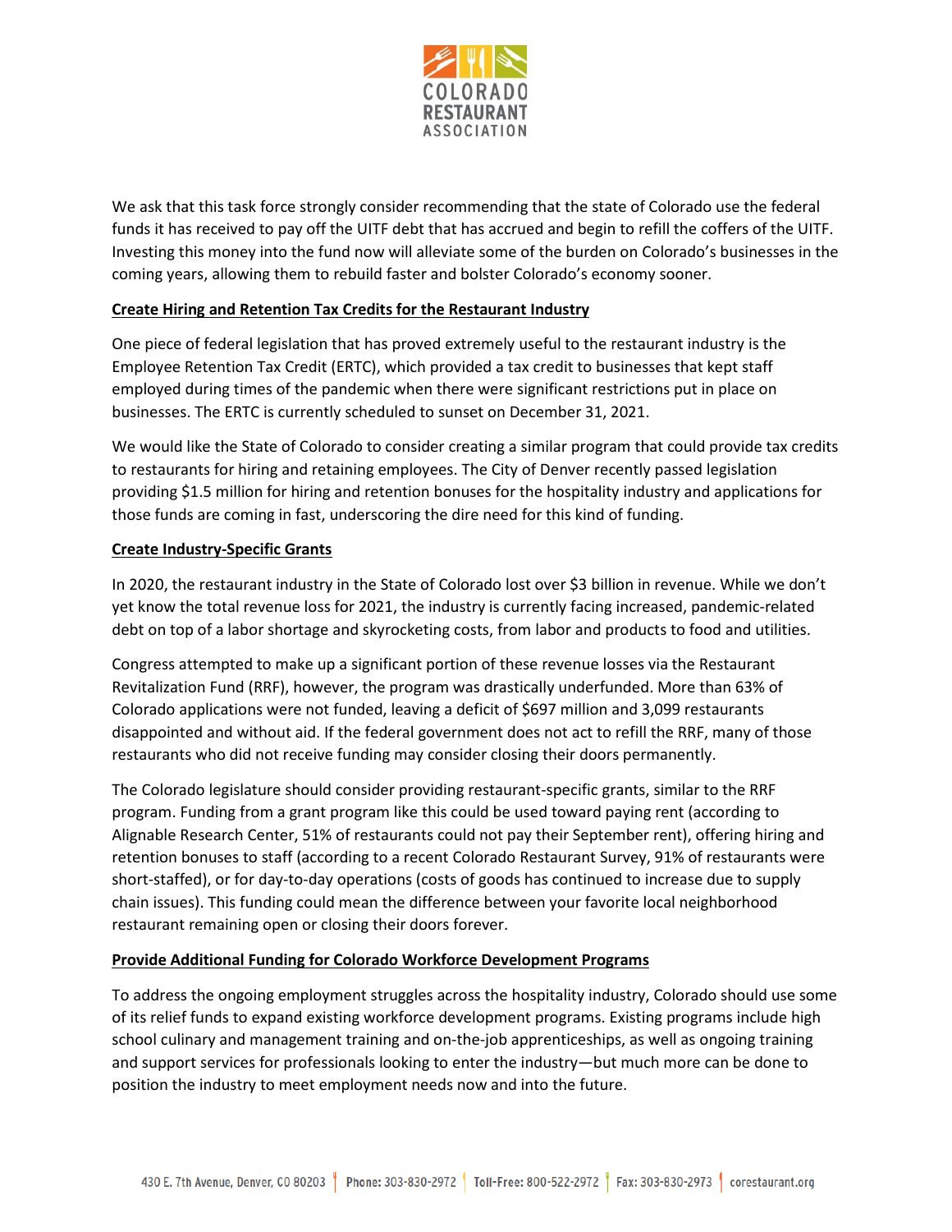We ask that this task force strongly consider recommending that the state of Colorado use the federal funds it has received to pay off the UITF debt that has accrued and begin to refill the coffers of the UITF. Investing this money into the fund now will alleviate some of the burden on Colorado's businesses in the coming years, allowing them to rebuild faster and bolster Colorado's economy sooner.

**Create Hiring and Retention Tax Credits for the Restaurant Industry**

One piece of federal legislation that has proved extremely useful to the restaurant industry is the Employee Retention Tax Credit (ERTC), which provided a tax credit to businesses that kept staff employed during times of the pandemic when there were significant restrictions put in place on businesses. The ERTC is currently scheduled to sunset on December 31, 2021.

We would like the State of Colorado to consider creating a similar program that could provide tax credits to restaurants for hiring and retaining employees. The City of Denver recently passed legislation providing $1.5 million for hiring and retention bonuses for the hospitality industry and applications for those funds are coming in fast, underscoring the dire need for this kind of funding.

**Create Industry-Specific Grants**

In 2020, the restaurant industry in the State of Colorado lost over $3 billion in revenue. While we don't yet know the total revenue loss for 2021, the industry is currently facing increased, pandemic-related debt on top of a labor shortage and skyrocketing costs, from labor and products to food and utilities.

Congress attempted to make up a significant portion of these revenue losses via the Restaurant Revitalization Fund (RRF), however, the program was drastically underfunded. More than 63% of Colorado applications were not funded, leaving a deficit of $697 million and 3,099 restaurants disappointed and without aid. If the federal government does not act to refill the RRF, many of those restaurants who did not receive funding may consider closing their doors permanently.

The Colorado legislature should consider providing restaurant-specific grants, similar to the RRF program. Funding from a grant program like this could be used toward paying rent (according to Alignable Research Center, 51% of restaurants could not pay their September rent), offering hiring and retention bonuses to staff (according to a recent Colorado Restaurant Survey, 91% of restaurants were short-staffed), or for day-to-day operations (costs of goods has continued to increase due to supply chain issues). This funding could mean the difference between your favorite local neighborhood restaurant remaining open or closing their doors forever.

**Provide Additional Funding for Colorado Workforce Development Programs**

To address the ongoing employment struggles across the hospitality industry, Colorado should use some of its relief funds to expand existing workforce development programs. Existing programs include high school culinary and management training and on-the-job apprenticeships, as well as ongoing training and support services for professionals looking to enter the industry—but much more can be done to position the industry to meet employment needs now and into the future.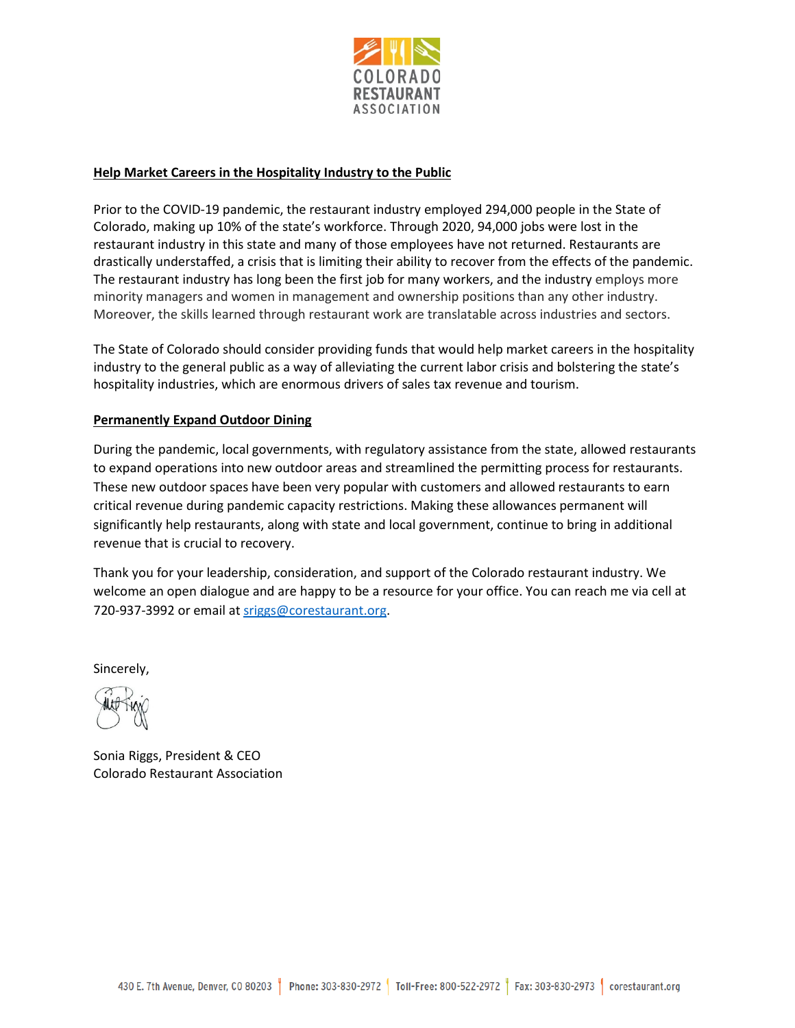## Help Market Careers in the Hospitality Industry to the Public

Prior to the COVID-19 pandemic, the restaurant industry employed 294,000 people in the State of Colorado, making up 10% of the state's workforce. Through 2020, 94,000 jobs were lost in the restaurant industry in this state and many of those employees have not returned. Restaurants are drastically understaffed, a crisis that is limiting their ability to recover from the effects of the pandemic. The restaurant industry has long been the first job for many workers, and the industry employs more minority managers and women in management and ownership positions than any other industry. Moreover, the skills learned through restaurant work are translatable across industries and sectors.

The State of Colorado should consider providing funds that would help market careers in the hospitality industry to the general public as a way of alleviating the current labor crisis and bolstering the state's hospitality industries, which are enormous drivers of sales tax revenue and tourism.

## Permanently Expand Outdoor Dining

During the pandemic, local governments, with regulatory assistance from the state, allowed restaurants to expand operations into new outdoor areas and streamlined the permitting process for restaurants. These new outdoor spaces have been very popular with customers and allowed restaurants to earn critical revenue during pandemic capacity restrictions. Making these allowances permanent will significantly help restaurants, along with state and local government, continue to bring in additional revenue that is crucial to recovery.

Thank you for your leadership, consideration, and support of the Colorado restaurant industry. We welcome an open dialogue and are happy to be a resource for your office. You can reach me via cell at 720-937-3992 or email at sriggs@corestaurant.org.

Sincerely,

Sonia Riggs, President & CEO
Colorado Restaurant Association